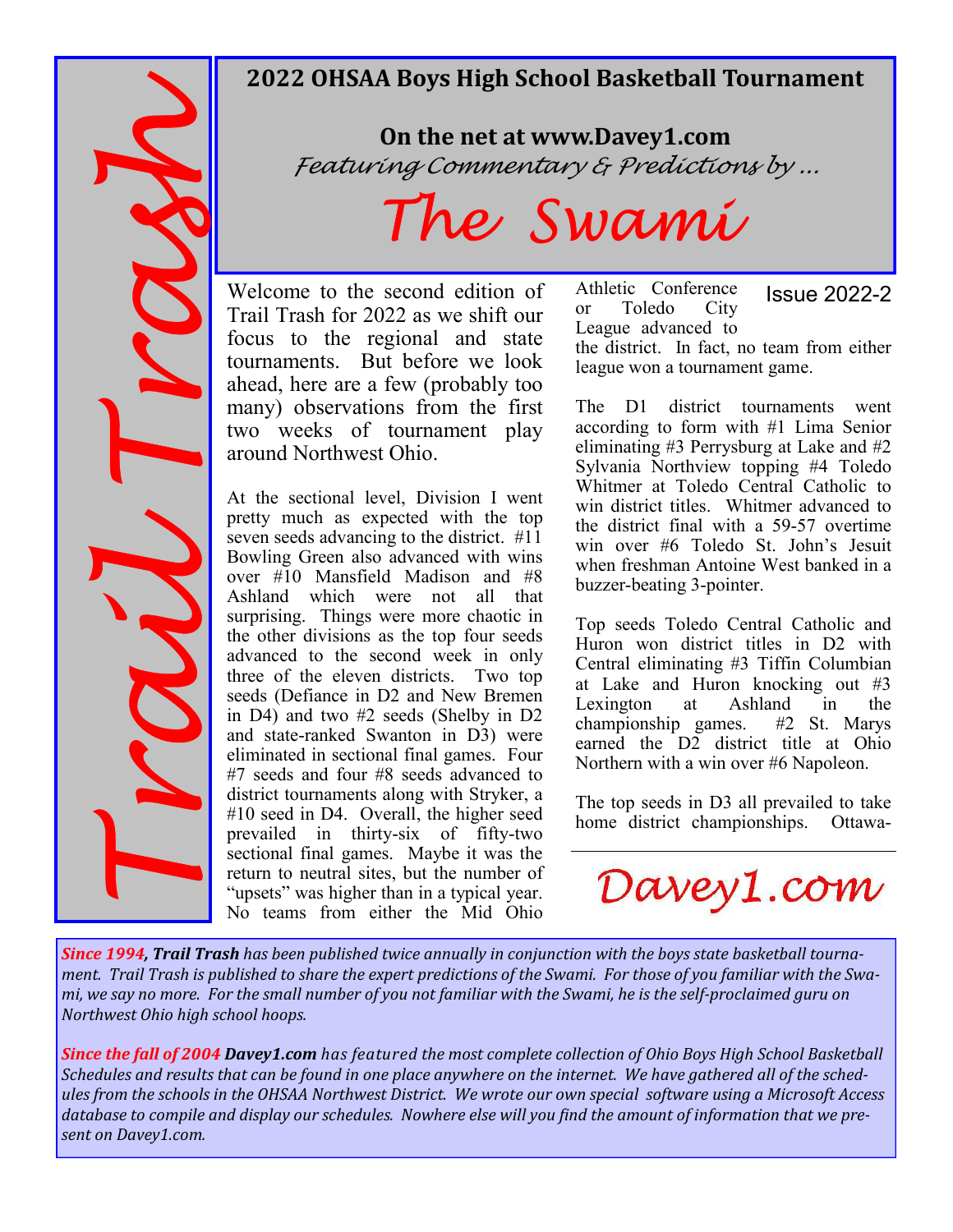# Trail Trash

## 2022 OHSAA Boys High School Basketball Tournament

**On the net at www.Davey1.com**

*Featuring Commentary & Predictions by ...*

# The Swami

Issue 2022-2

Welcome to the second edition of Trail Trash for 2022 as we shift our focus to the regional and state tournaments. But before we look ahead, here are a few (probably too many) observations from the first two weeks of tournament play around Northwest Ohio.

At the sectional level, Division I went pretty much as expected with the top seven seeds advancing to the district. #11 Bowling Green also advanced with wins over #10 Mansfield Madison and #8 Ashland which were not all that surprising. Things were more chaotic in the other divisions as the top four seeds advanced to the second week in only three of the eleven districts. Two top seeds (Defiance in D2 and New Bremen in D4) and two #2 seeds (Shelby in D2 and state-ranked Swanton in D3) were eliminated in sectional final games. Four #7 seeds and four #8 seeds advanced to district tournaments along with Stryker, a #10 seed in D4. Overall, the higher seed prevailed in thirty-six of fifty-two sectional final games. Maybe it was the return to neutral sites, but the number of "upsets" was higher than in a typical year. No teams from either the Mid Ohio Athletic Conference or Toledo City League advanced to the district. In fact, no team from either league won a tournament game.

The D1 district tournaments went according to form with #1 Lima Senior eliminating #3 Perrysburg at Lake and #2 Sylvania Northview topping #4 Toledo Whitmer at Toledo Central Catholic to win district titles. Whitmer advanced to the district final with a 59-57 overtime win over #6 Toledo St. John's Jesuit when freshman Antoine West banked in a buzzer-beating 3-pointer.

Top seeds Toledo Central Catholic and Huron won district titles in D2 with Central eliminating #3 Tiffin Columbian at Lake and Huron knocking out #3 Lexington at Ashland in the championship games. #2 St. Marys earned the D2 district title at Ohio Northern with a win over #6 Napoleon.

The top seeds in D3 all prevailed to take home district championships. Ottawa-

Davey1.com

*Since 1994, **Trail Trash** has been published twice annually in conjunction with the boys state basketball tournament. Trail Trash is published to share the expert predictions of the Swami. For those of you familiar with the Swami, we say no more. For the small number of you not familiar with the Swami, he is the self-proclaimed guru on Northwest Ohio high school hoops.*

*Since the fall of 2004 **Davey1.com** has featured the most complete collection of Ohio Boys High School Basketball Schedules and results that can be found in one place anywhere on the internet. We have gathered all of the schedules from the schools in the OHSAA Northwest District. We wrote our own special software using a Microsoft Access database to compile and display our schedules. Nowhere else will you find the amount of information that we present on Davey1.com.*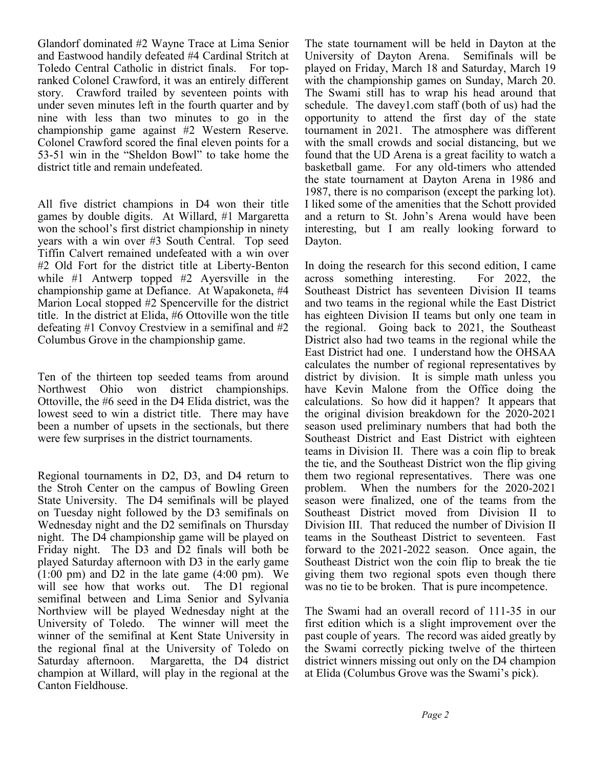Glandorf dominated #2 Wayne Trace at Lima Senior and Eastwood handily defeated #4 Cardinal Stritch at Toledo Central Catholic in district finals. For top-ranked Colonel Crawford, it was an entirely different story. Crawford trailed by seventeen points with under seven minutes left in the fourth quarter and by nine with less than two minutes to go in the championship game against #2 Western Reserve. Colonel Crawford scored the final eleven points for a 53-51 win in the "Sheldon Bowl" to take home the district title and remain undefeated.

All five district champions in D4 won their title games by double digits. At Willard, #1 Margaretta won the school's first district championship in ninety years with a win over #3 South Central. Top seed Tiffin Calvert remained undefeated with a win over #2 Old Fort for the district title at Liberty-Benton while #1 Antwerp topped #2 Ayersville in the championship game at Defiance. At Wapakoneta, #4 Marion Local stopped #2 Spencerville for the district title. In the district at Elida, #6 Ottoville won the title defeating #1 Convoy Crestview in a semifinal and #2 Columbus Grove in the championship game.

Ten of the thirteen top seeded teams from around Northwest Ohio won district championships. Ottoville, the #6 seed in the D4 Elida district, was the lowest seed to win a district title. There may have been a number of upsets in the sectionals, but there were few surprises in the district tournaments.

Regional tournaments in D2, D3, and D4 return to the Stroh Center on the campus of Bowling Green State University. The D4 semifinals will be played on Tuesday night followed by the D3 semifinals on Wednesday night and the D2 semifinals on Thursday night. The D4 championship game will be played on Friday night. The D3 and D2 finals will both be played Saturday afternoon with D3 in the early game (1:00 pm) and D2 in the late game (4:00 pm). We will see how that works out. The D1 regional semifinal between and Lima Senior and Sylvania Northview will be played Wednesday night at the University of Toledo. The winner will meet the winner of the semifinal at Kent State University in the regional final at the University of Toledo on Saturday afternoon. Margaretta, the D4 district champion at Willard, will play in the regional at the Canton Fieldhouse.

The state tournament will be held in Dayton at the University of Dayton Arena. Semifinals will be played on Friday, March 18 and Saturday, March 19 with the championship games on Sunday, March 20. The Swami still has to wrap his head around that schedule. The davey1.com staff (both of us) had the opportunity to attend the first day of the state tournament in 2021. The atmosphere was different with the small crowds and social distancing, but we found that the UD Arena is a great facility to watch a basketball game. For any old-timers who attended the state tournament at Dayton Arena in 1986 and 1987, there is no comparison (except the parking lot). I liked some of the amenities that the Schott provided and a return to St. John's Arena would have been interesting, but I am really looking forward to Dayton.

In doing the research for this second edition, I came across something interesting. For 2022, the Southeast District has seventeen Division II teams and two teams in the regional while the East District has eighteen Division II teams but only one team in the regional. Going back to 2021, the Southeast District also had two teams in the regional while the East District had one. I understand how the OHSAA calculates the number of regional representatives by district by division. It is simple math unless you have Kevin Malone from the Office doing the calculations. So how did it happen? It appears that the original division breakdown for the 2020-2021 season used preliminary numbers that had both the Southeast District and East District with eighteen teams in Division II. There was a coin flip to break the tie, and the Southeast District won the flip giving them two regional representatives. There was one problem. When the numbers for the 2020-2021 season were finalized, one of the teams from the Southeast District moved from Division II to Division III. That reduced the number of Division II teams in the Southeast District to seventeen. Fast forward to the 2021-2022 season. Once again, the Southeast District won the coin flip to break the tie giving them two regional spots even though there was no tie to be broken. That is pure incompetence.

The Swami had an overall record of 111-35 in our first edition which is a slight improvement over the past couple of years. The record was aided greatly by the Swami correctly picking twelve of the thirteen district winners missing out only on the D4 champion at Elida (Columbus Grove was the Swami's pick).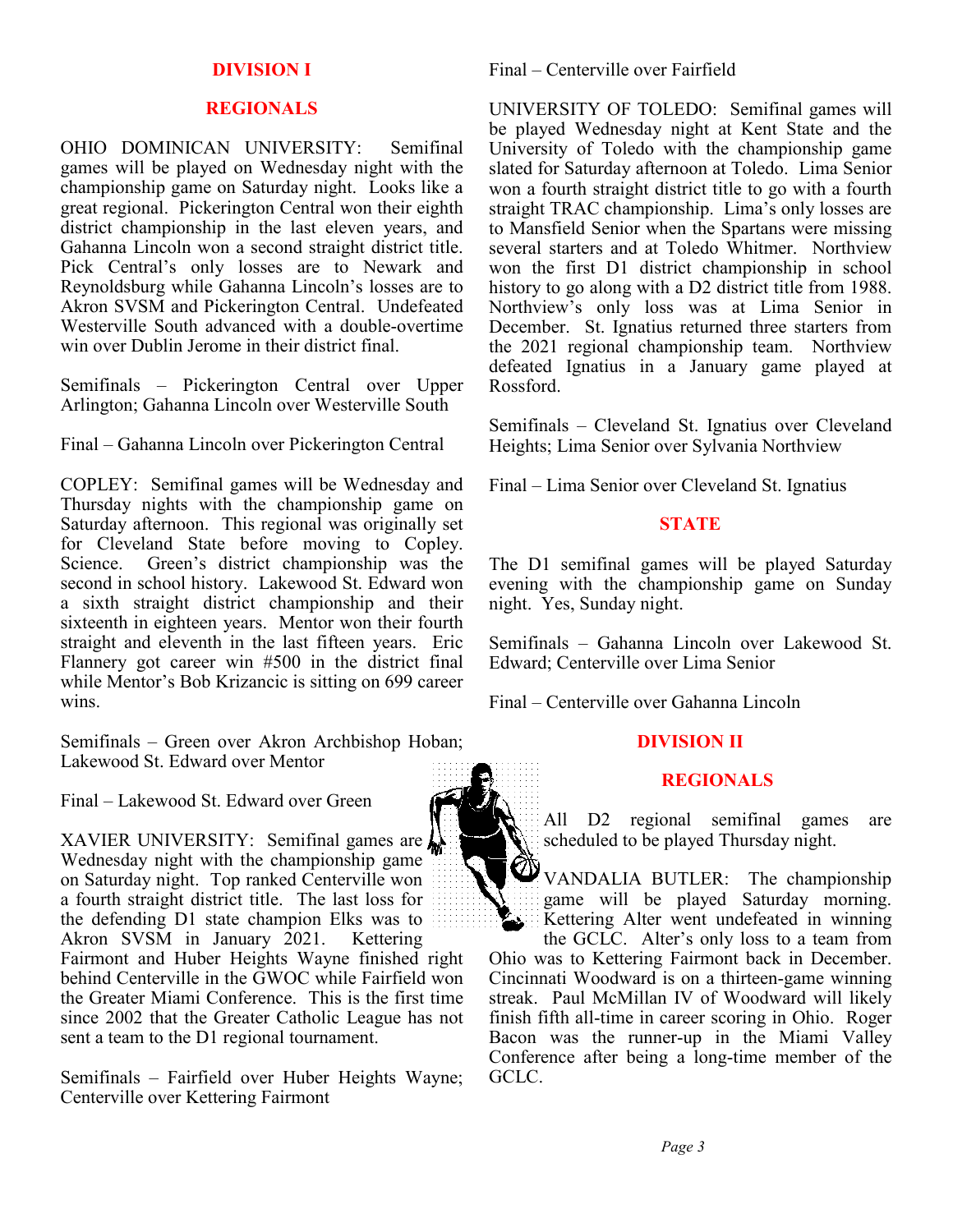## DIVISION I

### REGIONALS

OHIO DOMINICAN UNIVERSITY: Semifinal games will be played on Wednesday night with the championship game on Saturday night. Looks like a great regional. Pickerington Central won their eighth district championship in the last eleven years, and Gahanna Lincoln won a second straight district title. Pick Central's only losses are to Newark and Reynoldsburg while Gahanna Lincoln's losses are to Akron SVSM and Pickerington Central. Undefeated Westerville South advanced with a double-overtime win over Dublin Jerome in their district final.

Semifinals – Pickerington Central over Upper Arlington; Gahanna Lincoln over Westerville South

Final – Gahanna Lincoln over Pickerington Central

COPLEY: Semifinal games will be Wednesday and Thursday nights with the championship game on Saturday afternoon. This regional was originally set for Cleveland State before moving to Copley. Science. Green's district championship was the second in school history. Lakewood St. Edward won a sixth straight district championship and their sixteenth in eighteen years. Mentor won their fourth straight and eleventh in the last fifteen years. Eric Flannery got career win #500 in the district final while Mentor's Bob Krizancic is sitting on 699 career wins.

Semifinals – Green over Akron Archbishop Hoban; Lakewood St. Edward over Mentor

Final – Lakewood St. Edward over Green

XAVIER UNIVERSITY: Semifinal games are Wednesday night with the championship game on Saturday night. Top ranked Centerville won a fourth straight district title. The last loss for the defending D1 state champion Elks was to Akron SVSM in January 2021. Kettering Fairmont and Huber Heights Wayne finished right behind Centerville in the GWOC while Fairfield won the Greater Miami Conference. This is the first time since 2002 that the Greater Catholic League has not sent a team to the D1 regional tournament.

Semifinals – Fairfield over Huber Heights Wayne; Centerville over Kettering Fairmont

Final – Centerville over Fairfield

UNIVERSITY OF TOLEDO: Semifinal games will be played Wednesday night at Kent State and the University of Toledo with the championship game slated for Saturday afternoon at Toledo. Lima Senior won a fourth straight district title to go with a fourth straight TRAC championship. Lima's only losses are to Mansfield Senior when the Spartans were missing several starters and at Toledo Whitmer. Northview won the first D1 district championship in school history to go along with a D2 district title from 1988. Northview's only loss was at Lima Senior in December. St. Ignatius returned three starters from the 2021 regional championship team. Northview defeated Ignatius in a January game played at Rossford.

Semifinals – Cleveland St. Ignatius over Cleveland Heights; Lima Senior over Sylvania Northview

Final – Lima Senior over Cleveland St. Ignatius

### STATE

The D1 semifinal games will be played Saturday evening with the championship game on Sunday night. Yes, Sunday night.

Semifinals – Gahanna Lincoln over Lakewood St. Edward; Centerville over Lima Senior

Final – Centerville over Gahanna Lincoln

## DIVISION II

### REGIONALS

All D2 regional semifinal games are scheduled to be played Thursday night.

VANDALIA BUTLER: The championship game will be played Saturday morning. Kettering Alter went undefeated in winning the GCLC. Alter's only loss to a team from Ohio was to Kettering Fairmont back in December. Cincinnati Woodward is on a thirteen-game winning streak. Paul McMillan IV of Woodward will likely finish fifth all-time in career scoring in Ohio. Roger Bacon was the runner-up in the Miami Valley Conference after being a long-time member of the GCLC.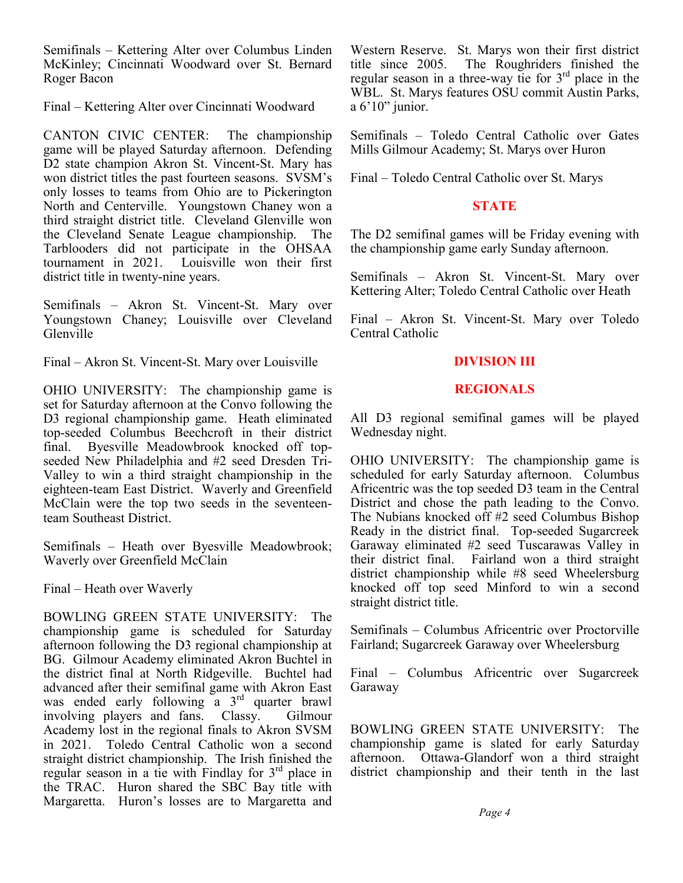Semifinals – Kettering Alter over Columbus Linden McKinley; Cincinnati Woodward over St. Bernard Roger Bacon

Final – Kettering Alter over Cincinnati Woodward

CANTON CIVIC CENTER: The championship game will be played Saturday afternoon. Defending D2 state champion Akron St. Vincent-St. Mary has won district titles the past fourteen seasons. SVSM's only losses to teams from Ohio are to Pickerington North and Centerville. Youngstown Chaney won a third straight district title. Cleveland Glenville won the Cleveland Senate League championship. The Tarblooders did not participate in the OHSAA tournament in 2021. Louisville won their first district title in twenty-nine years.

Semifinals – Akron St. Vincent-St. Mary over Youngstown Chaney; Louisville over Cleveland Glenville

Final – Akron St. Vincent-St. Mary over Louisville

OHIO UNIVERSITY: The championship game is set for Saturday afternoon at the Convo following the D3 regional championship game. Heath eliminated top-seeded Columbus Beechcroft in their district final. Byesville Meadowbrook knocked off top-seeded New Philadelphia and #2 seed Dresden Tri-Valley to win a third straight championship in the eighteen-team East District. Waverly and Greenfield McClain were the top two seeds in the seventeen-team Southeast District.

Semifinals – Heath over Byesville Meadowbrook; Waverly over Greenfield McClain

Final – Heath over Waverly

BOWLING GREEN STATE UNIVERSITY: The championship game is scheduled for Saturday afternoon following the D3 regional championship at BG. Gilmour Academy eliminated Akron Buchtel in the district final at North Ridgeville. Buchtel had advanced after their semifinal game with Akron East was ended early following a 3rd quarter brawl involving players and fans. Classy. Gilmour Academy lost in the regional finals to Akron SVSM in 2021. Toledo Central Catholic won a second straight district championship. The Irish finished the regular season in a tie with Findlay for 3rd place in the TRAC. Huron shared the SBC Bay title with Margaretta. Huron's losses are to Margaretta and Western Reserve. St. Marys won their first district title since 2005. The Roughriders finished the regular season in a three-way tie for 3rd place in the WBL. St. Marys features OSU commit Austin Parks, a 6'10" junior.

Semifinals – Toledo Central Catholic over Gates Mills Gilmour Academy; St. Marys over Huron

Final – Toledo Central Catholic over St. Marys

## STATE

The D2 semifinal games will be Friday evening with the championship game early Sunday afternoon.

Semifinals – Akron St. Vincent-St. Mary over Kettering Alter; Toledo Central Catholic over Heath

Final – Akron St. Vincent-St. Mary over Toledo Central Catholic

## DIVISION III

## REGIONALS

All D3 regional semifinal games will be played Wednesday night.

OHIO UNIVERSITY: The championship game is scheduled for early Saturday afternoon. Columbus Africentric was the top seeded D3 team in the Central District and chose the path leading to the Convo. The Nubians knocked off #2 seed Columbus Bishop Ready in the district final. Top-seeded Sugarcreek Garaway eliminated #2 seed Tuscarawas Valley in their district final. Fairland won a third straight district championship while #8 seed Wheelersburg knocked off top seed Minford to win a second straight district title.

Semifinals – Columbus Africentric over Proctorville Fairland; Sugarcreek Garaway over Wheelersburg

Final – Columbus Africentric over Sugarcreek Garaway

BOWLING GREEN STATE UNIVERSITY: The championship game is slated for early Saturday afternoon. Ottawa-Glandorf won a third straight district championship and their tenth in the last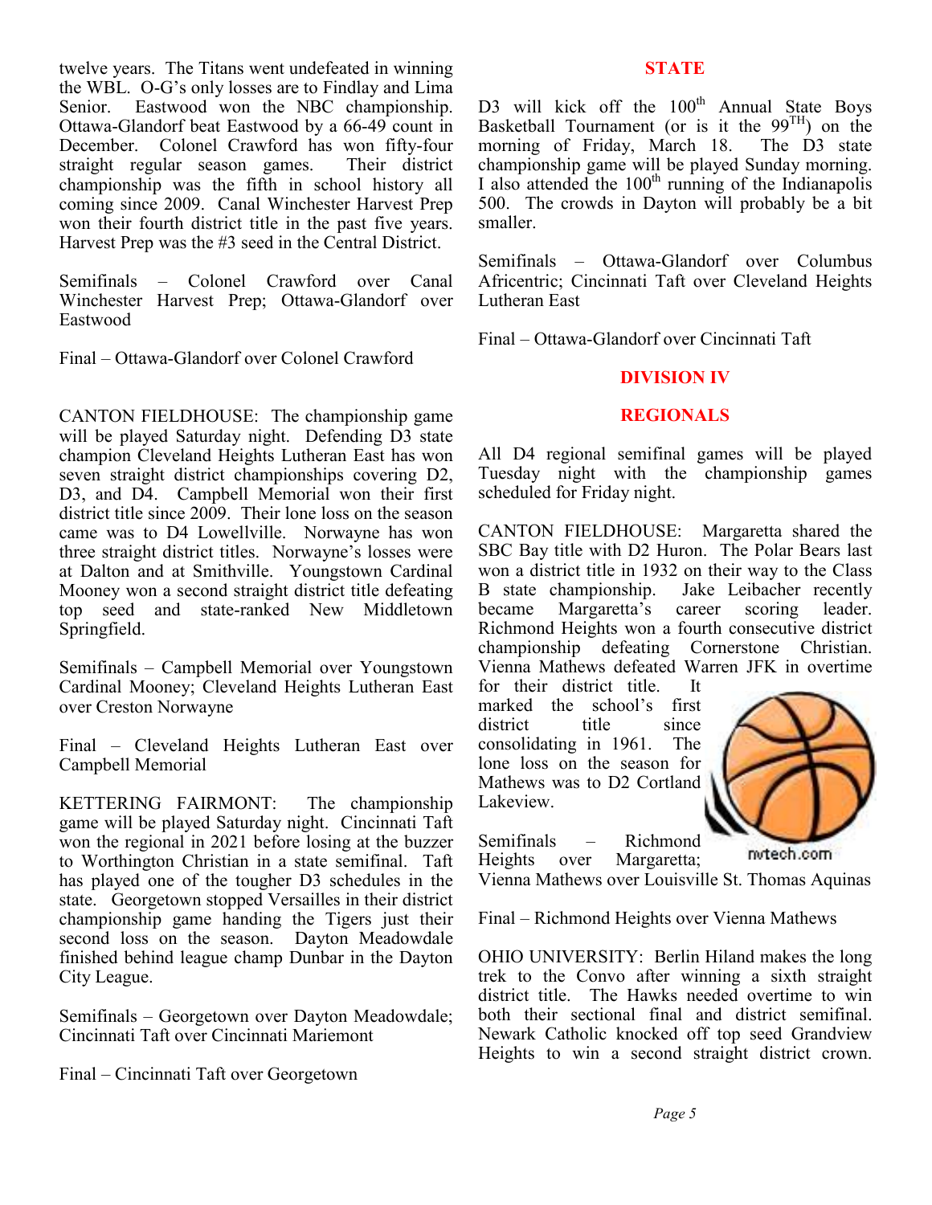twelve years. The Titans went undefeated in winning the WBL. O-G's only losses are to Findlay and Lima Senior. Eastwood won the NBC championship. Ottawa-Glandorf beat Eastwood by a 66-49 count in December. Colonel Crawford has won fifty-four straight regular season games. Their district championship was the fifth in school history all coming since 2009. Canal Winchester Harvest Prep won their fourth district title in the past five years. Harvest Prep was the #3 seed in the Central District.

Semifinals – Colonel Crawford over Canal Winchester Harvest Prep; Ottawa-Glandorf over Eastwood

Final – Ottawa-Glandorf over Colonel Crawford

CANTON FIELDHOUSE: The championship game will be played Saturday night. Defending D3 state champion Cleveland Heights Lutheran East has won seven straight district championships covering D2, D3, and D4. Campbell Memorial won their first district title since 2009. Their lone loss on the season came was to D4 Lowellville. Norwayne has won three straight district titles. Norwayne's losses were at Dalton and at Smithville. Youngstown Cardinal Mooney won a second straight district title defeating top seed and state-ranked New Middletown Springfield.

Semifinals – Campbell Memorial over Youngstown Cardinal Mooney; Cleveland Heights Lutheran East over Creston Norwayne

Final – Cleveland Heights Lutheran East over Campbell Memorial

KETTERING FAIRMONT: The championship game will be played Saturday night. Cincinnati Taft won the regional in 2021 before losing at the buzzer to Worthington Christian in a state semifinal. Taft has played one of the tougher D3 schedules in the state. Georgetown stopped Versailles in their district championship game handing the Tigers just their second loss on the season. Dayton Meadowdale finished behind league champ Dunbar in the Dayton City League.

Semifinals – Georgetown over Dayton Meadowdale; Cincinnati Taft over Cincinnati Mariemont

Final – Cincinnati Taft over Georgetown

## STATE

D3 will kick off the 100th Annual State Boys Basketball Tournament (or is it the 99TH) on the morning of Friday, March 18. The D3 state championship game will be played Sunday morning. I also attended the 100th running of the Indianapolis 500. The crowds in Dayton will probably be a bit smaller.

Semifinals – Ottawa-Glandorf over Columbus Africentric; Cincinnati Taft over Cleveland Heights Lutheran East

Final – Ottawa-Glandorf over Cincinnati Taft

## DIVISION IV

## REGIONALS

All D4 regional semifinal games will be played Tuesday night with the championship games scheduled for Friday night.

CANTON FIELDHOUSE: Margaretta shared the SBC Bay title with D2 Huron. The Polar Bears last won a district title in 1932 on their way to the Class B state championship. Jake Leibacher recently became Margaretta's career scoring leader. Richmond Heights won a fourth consecutive district championship defeating Cornerstone Christian. Vienna Mathews defeated Warren JFK in overtime for their district title. It marked the school's first district title since consolidating in 1961. The lone loss on the season for Mathews was to D2 Cortland Lakeview.

nvtech.com

Semifinals – Richmond Heights over Margaretta; Vienna Mathews over Louisville St. Thomas Aquinas

Final – Richmond Heights over Vienna Mathews

OHIO UNIVERSITY: Berlin Hiland makes the long trek to the Convo after winning a sixth straight district title. The Hawks needed overtime to win both their sectional final and district semifinal. Newark Catholic knocked off top seed Grandview Heights to win a second straight district crown.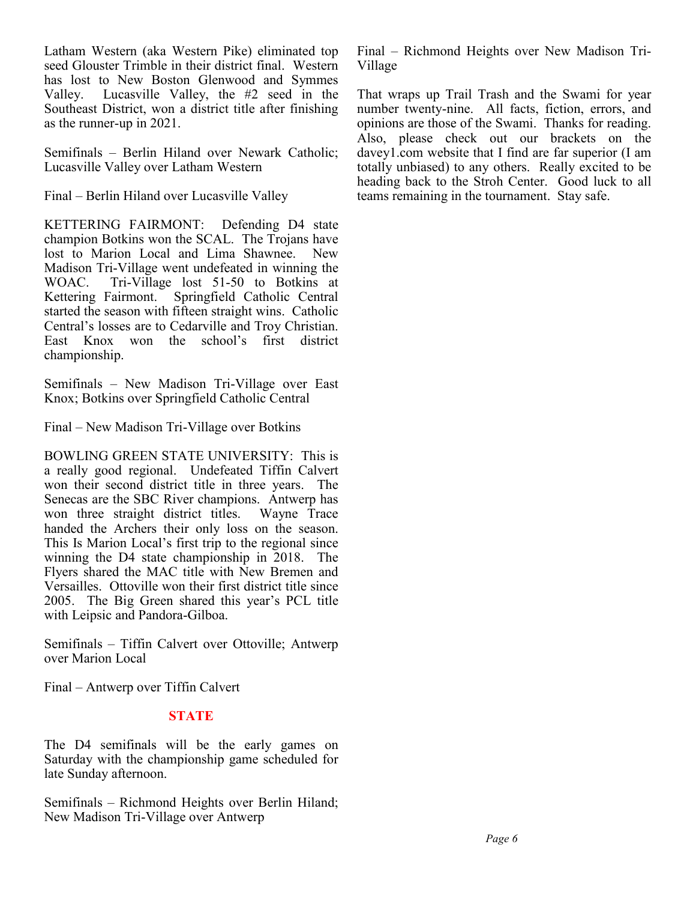Latham Western (aka Western Pike) eliminated top seed Glouster Trimble in their district final. Western has lost to New Boston Glenwood and Symmes Valley. Lucasville Valley, the #2 seed in the Southeast District, won a district title after finishing as the runner-up in 2021.

Semifinals – Berlin Hiland over Newark Catholic; Lucasville Valley over Latham Western

Final – Berlin Hiland over Lucasville Valley

KETTERING FAIRMONT: Defending D4 state champion Botkins won the SCAL. The Trojans have lost to Marion Local and Lima Shawnee. New Madison Tri-Village went undefeated in winning the WOAC. Tri-Village lost 51-50 to Botkins at Kettering Fairmont. Springfield Catholic Central started the season with fifteen straight wins. Catholic Central's losses are to Cedarville and Troy Christian. East Knox won the school's first district championship.

Semifinals – New Madison Tri-Village over East Knox; Botkins over Springfield Catholic Central

Final – New Madison Tri-Village over Botkins

BOWLING GREEN STATE UNIVERSITY: This is a really good regional. Undefeated Tiffin Calvert won their second district title in three years. The Senecas are the SBC River champions. Antwerp has won three straight district titles. Wayne Trace handed the Archers their only loss on the season. This Is Marion Local's first trip to the regional since winning the D4 state championship in 2018. The Flyers shared the MAC title with New Bremen and Versailles. Ottoville won their first district title since 2005. The Big Green shared this year's PCL title with Leipsic and Pandora-Gilboa.

Semifinals – Tiffin Calvert over Ottoville; Antwerp over Marion Local

Final – Antwerp over Tiffin Calvert

## STATE

The D4 semifinals will be the early games on Saturday with the championship game scheduled for late Sunday afternoon.

Semifinals – Richmond Heights over Berlin Hiland; New Madison Tri-Village over Antwerp

Final – Richmond Heights over New Madison Tri-Village

That wraps up Trail Trash and the Swami for year number twenty-nine. All facts, fiction, errors, and opinions are those of the Swami. Thanks for reading. Also, please check out our brackets on the davey1.com website that I find are far superior (I am totally unbiased) to any others. Really excited to be heading back to the Stroh Center. Good luck to all teams remaining in the tournament. Stay safe.